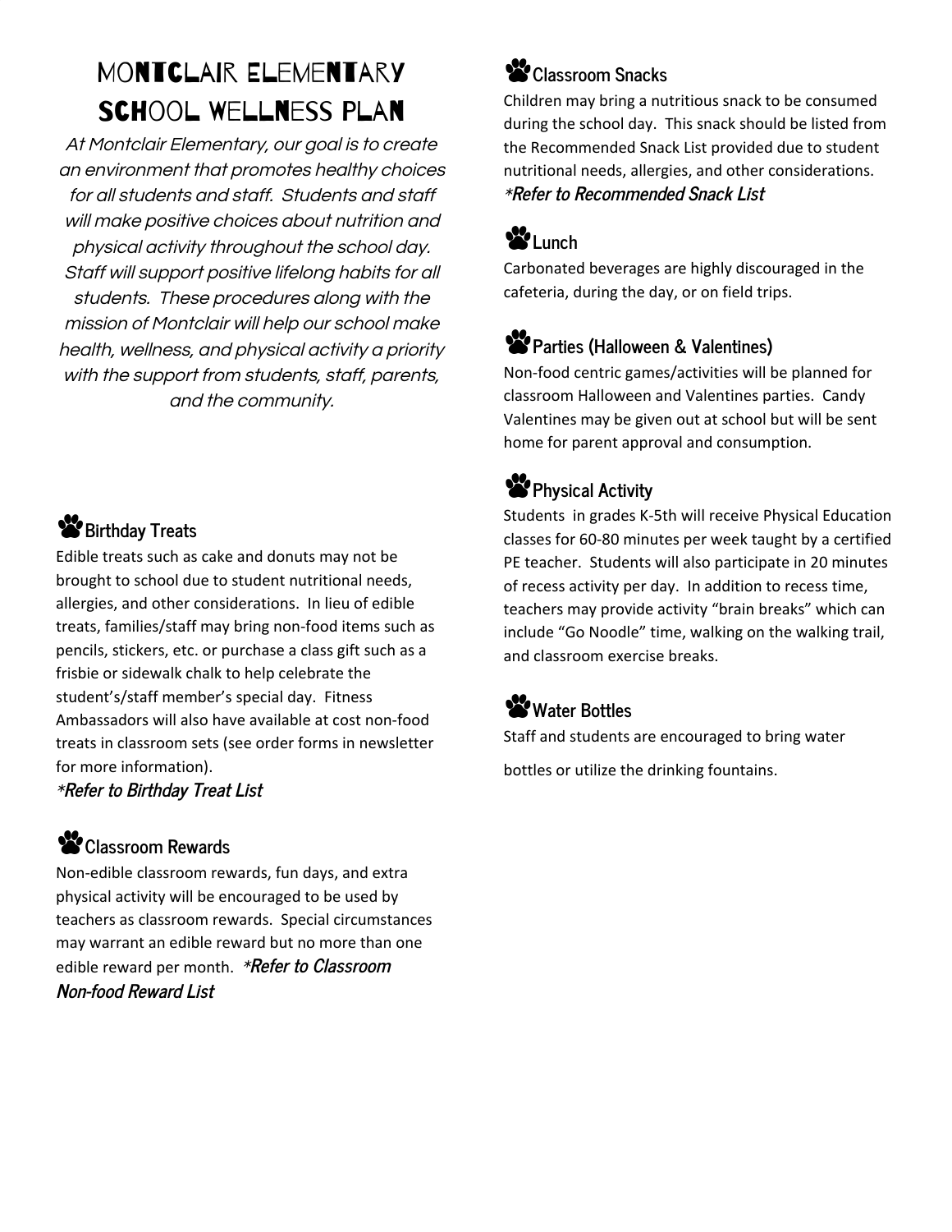# Montclair Elementary School Wellness Plan

*At Montclair Elementary, our goal is to create an environment that promotes healthy choices for all students and staff. Students and staff will make positive choices about nutrition and physical activity throughout the school day. Staff will support positive lifelong habits for all students. These procedures along with the mission of Montclair will help our school make health, wellness, and physical activity a priority with the support from students, staff, parents, and the community.*

## Birthday Treats

Edible treats such as cake and donuts may not be brought to school due to student nutritional needs, allergies, and other considerations. In lieu of edible treats, families/staff may bring non-food items such as pencils, stickers, etc. or purchase a class gift such as a frisbie or sidewalk chalk to help celebrate the student's/staff member's special day. Fitness Ambassadors will also have available at cost non-food treats in classroom sets (see order forms in newsletter for more information).

***Refer to Birthday Treat List***

## Classroom Rewards

Non-edible classroom rewards, fun days, and extra physical activity will be encouraged to be used by teachers as classroom rewards. Special circumstances may warrant an edible reward but no more than one edible reward per month. ***Refer to Classroom Non-food Reward List***

## Classroom Snacks

Children may bring a nutritious snack to be consumed during the school day. This snack should be listed from the Recommended Snack List provided due to student nutritional needs, allergies, and other considerations.

***Refer to Recommended Snack List***

## Lunch

Carbonated beverages are highly discouraged in the cafeteria, during the day, or on field trips.

## Parties (Halloween & Valentines)

Non-food centric games/activities will be planned for classroom Halloween and Valentines parties. Candy Valentines may be given out at school but will be sent home for parent approval and consumption.

## Physical Activity

Students in grades K-5th will receive Physical Education classes for 60-80 minutes per week taught by a certified PE teacher. Students will also participate in 20 minutes of recess activity per day. In addition to recess time, teachers may provide activity "brain breaks" which can include "Go Noodle" time, walking on the walking trail, and classroom exercise breaks.

## Water Bottles

Staff and students are encouraged to bring water bottles or utilize the drinking fountains.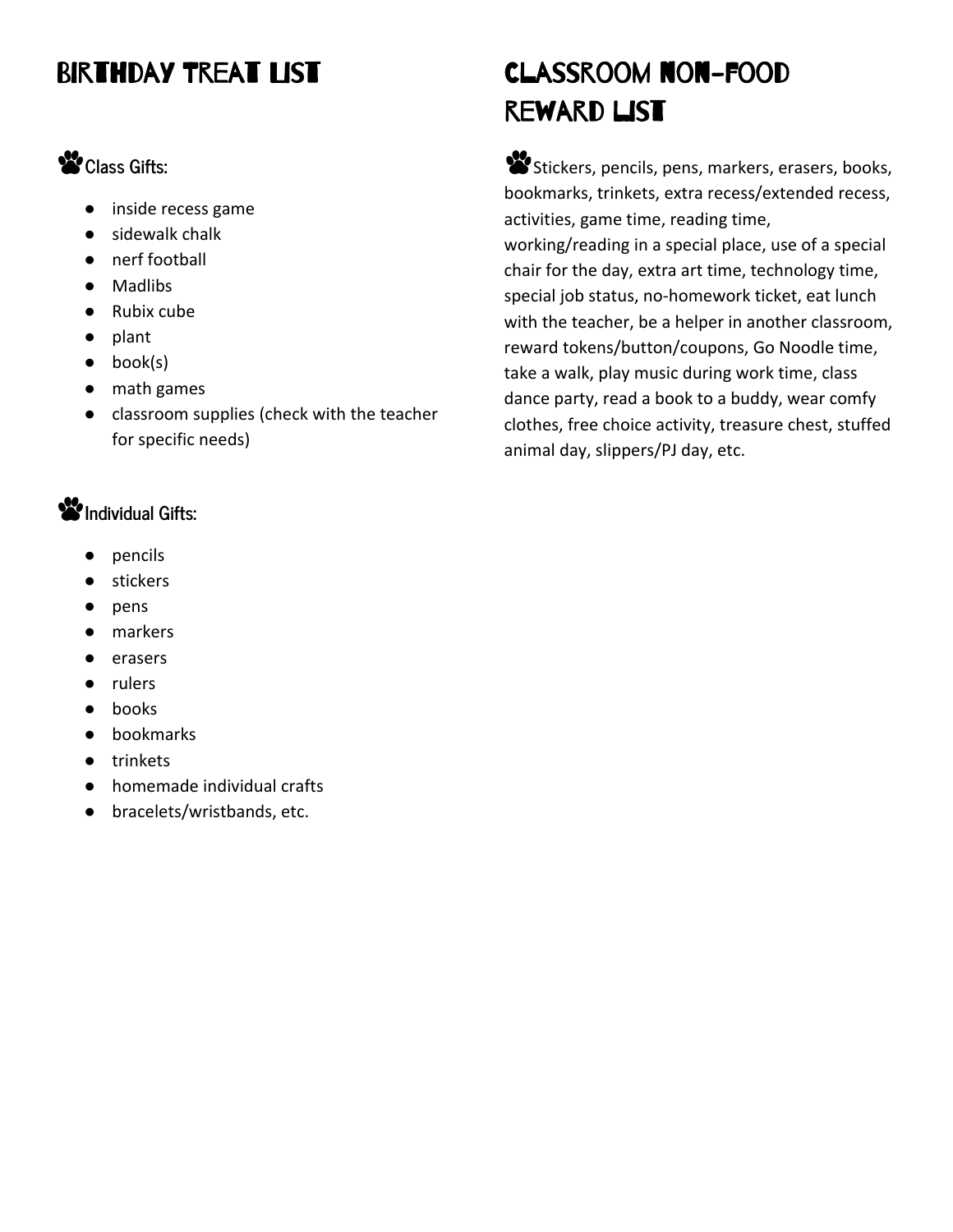## Birthday Treat List

**Class Gifts:**

- inside recess game
- sidewalk chalk
- nerf football
- Madlibs
- Rubix cube
- plant
- book(s)
- math games
- classroom supplies (check with the teacher for specific needs)

**Individual Gifts:**

- pencils
- stickers
- pens
- markers
- erasers
- rulers
- books
- bookmarks
- trinkets
- homemade individual crafts
- bracelets/wristbands, etc.

## Classroom Non-Food Reward List

Stickers, pencils, pens, markers, erasers, books, bookmarks, trinkets, extra recess/extended recess, activities, game time, reading time, working/reading in a special place, use of a special chair for the day, extra art time, technology time, special job status, no-homework ticket, eat lunch with the teacher, be a helper in another classroom, reward tokens/button/coupons, Go Noodle time, take a walk, play music during work time, class dance party, read a book to a buddy, wear comfy clothes, free choice activity, treasure chest, stuffed animal day, slippers/PJ day, etc.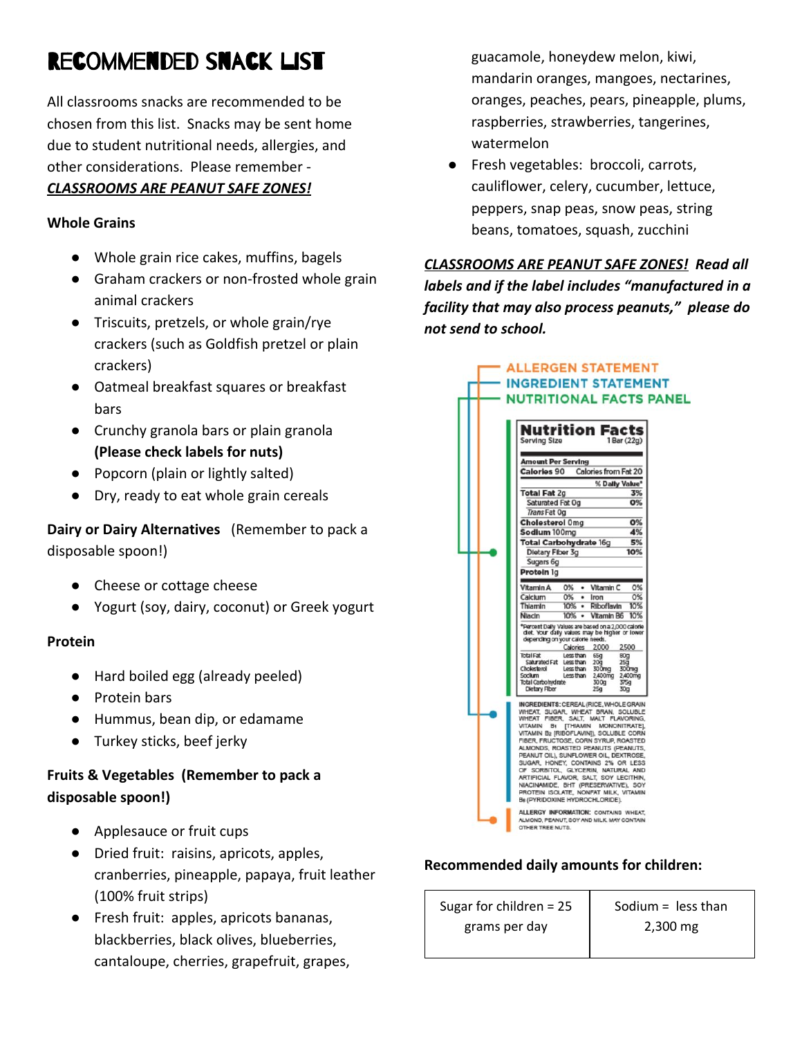# Recommended Snack List

All classrooms snacks are recommended to be chosen from this list. Snacks may be sent home due to student nutritional needs, allergies, and other considerations. Please remember - ***CLASSROOMS ARE PEANUT SAFE ZONES!***

**Whole Grains**

- Whole grain rice cakes, muffins, bagels
- Graham crackers or non-frosted whole grain animal crackers
- Triscuits, pretzels, or whole grain/rye crackers (such as Goldfish pretzel or plain crackers)
- Oatmeal breakfast squares or breakfast bars
- Crunchy granola bars or plain granola **(Please check labels for nuts)**
- Popcorn (plain or lightly salted)
- Dry, ready to eat whole grain cereals

**Dairy or Dairy Alternatives** (Remember to pack a disposable spoon!)

- Cheese or cottage cheese
- Yogurt (soy, dairy, coconut) or Greek yogurt

**Protein**

- Hard boiled egg (already peeled)
- Protein bars
- Hummus, bean dip, or edamame
- Turkey sticks, beef jerky

**Fruits & Vegetables (Remember to pack a disposable spoon!)**

- Applesauce or fruit cups
- Dried fruit: raisins, apricots, apples, cranberries, pineapple, papaya, fruit leather (100% fruit strips)
- Fresh fruit: apples, apricots bananas, blackberries, black olives, blueberries, cantaloupe, cherries, grapefruit, grapes, guacamole, honeydew melon, kiwi, mandarin oranges, mangoes, nectarines, oranges, peaches, pears, pineapple, plums, raspberries, strawberries, tangerines, watermelon
- Fresh vegetables: broccoli, carrots, cauliflower, celery, cucumber, lettuce, peppers, snap peas, snow peas, string beans, tomatoes, squash, zucchini

***CLASSROOMS ARE PEANUT SAFE ZONES!* Read all labels and if the label includes "manufactured in a facility that may also process peanuts," please do not send to school.**

ALLERGEN STATEMENT
INGREDIENT STATEMENT
NUTRITIONAL FACTS PANEL

**Nutrition Facts**
Serving Size 1 Bar (22g)

| Amount Per Serving | |
|---|---|
| Calories 90 | Calories from Fat 20 |
| | % Daily Value* |
| Total Fat 2g | 3% |
| Saturated Fat 0g | 0% |
| *Trans* Fat 0g | |
| Cholesterol 0mg | 0% |
| Sodium 100mg | 4% |
| Total Carbohydrate 16g | 5% |
| Dietary Fiber 3g | 10% |
| Sugars 6g | |
| Protein 1g | |

| | | | |
|---|---|---|---|
| Vitamin A | 0% | Vitamin C | 0% |
| Calcium | 0% | Iron | 0% |
| Thiamin | 10% | Riboflavin | 10% |
| Niacin | 10% | Vitamin B6 | 10% |

*Percent Daily Values are based on a 2,000 calorie diet. Your daily values may be higher or lower depending on your calorie needs.

| | Calories | 2000 | 2500 |
|---|---|---|---|
| Total Fat | Less than | 65g | 80g |
| Saturated Fat | Less than | 20g | 25g |
| Cholesterol | Less than | 300mg | 300mg |
| Sodium | Less than | 2,400mg | 2,400mg |
| Total Carbohydrate | | 300g | 375g |
| Dietary Fiber | | 25g | 30g |

INGREDIENTS: CEREAL (RICE, WHOLE GRAIN WHEAT, SUGAR, WHEAT BRAN, SOLUBLE WHEAT FIBER, SALT, MALT FLAVORING, VITAMIN B1 [THIAMIN MONONITRATE], VITAMIN B2 [RIBOFLAVIN]), SOLUBLE CORN FIBER, FRUCTOSE, CORN SYRUP, ROASTED ALMONDS, ROASTED PEANUTS (PEANUTS, PEANUT OIL), SUNFLOWER OIL, DEXTROSE, SUGAR, HONEY, CONTAINS 2% OR LESS OF SORBITOL, GLYCERIN, NATURAL AND ARTIFICIAL FLAVOR, SALT, SOY LECITHIN, NIACINAMIDE, BHT (PRESERVATIVE), SOY PROTEIN ISOLATE, NONFAT MILK, VITAMIN B6 (PYRIDOXINE HYDROCHLORIDE).

ALLERGY INFORMATION: CONTAINS WHEAT, ALMOND, PEANUT, SOY AND MILK. MAY CONTAIN OTHER TREE NUTS.

**Recommended daily amounts for children:**

| Sugar for children = 25 grams per day | Sodium = less than 2,300 mg |
|---|---|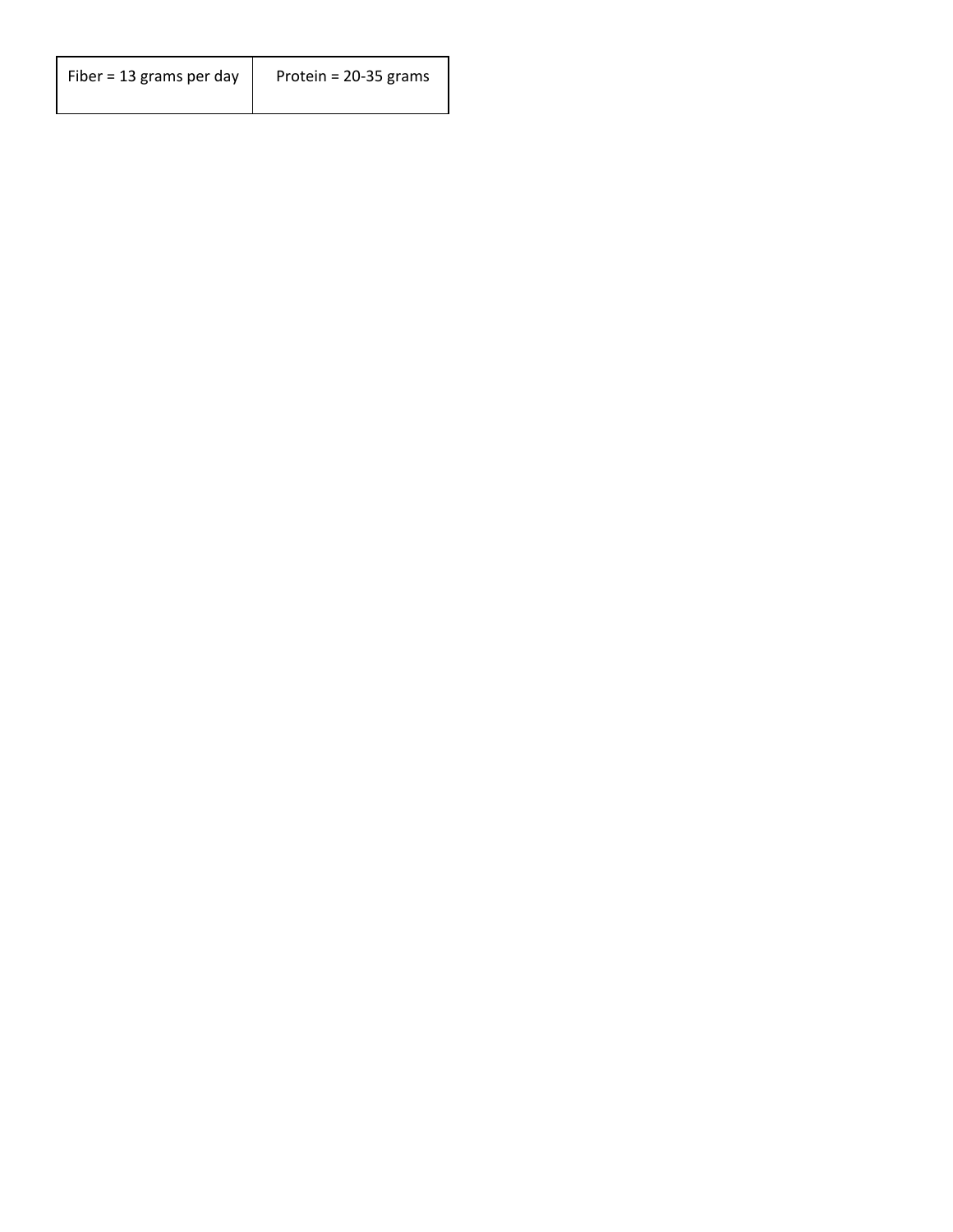| | |
|---|---|
| Fiber = 13 grams per day | Protein = 20-35 grams |